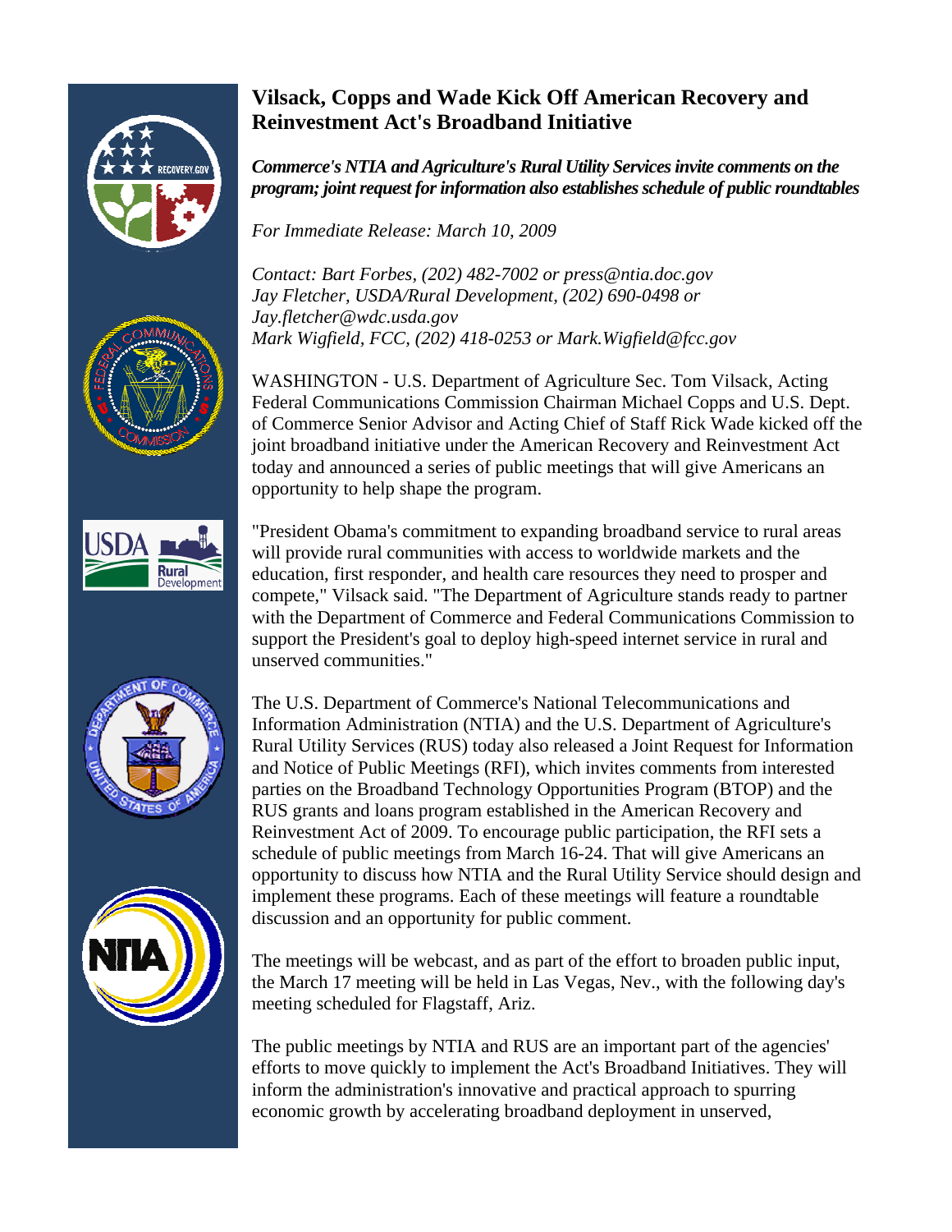# Vilsack, Copps and Wade Kick Off American Recovery and Reinvestment Act's Broadband Initiative

***Commerce's NTIA and Agriculture's Rural Utility Services invite comments on the program; joint request for information also establishes schedule of public roundtables***

*For Immediate Release: March 10, 2009*

*Contact: Bart Forbes, (202) 482-7002 or press@ntia.doc.gov*
*Jay Fletcher, USDA/Rural Development, (202) 690-0498 or Jay.fletcher@wdc.usda.gov*
*Mark Wigfield, FCC, (202) 418-0253 or Mark.Wigfield@fcc.gov*

WASHINGTON - U.S. Department of Agriculture Sec. Tom Vilsack, Acting Federal Communications Commission Chairman Michael Copps and U.S. Dept. of Commerce Senior Advisor and Acting Chief of Staff Rick Wade kicked off the joint broadband initiative under the American Recovery and Reinvestment Act today and announced a series of public meetings that will give Americans an opportunity to help shape the program.

"President Obama's commitment to expanding broadband service to rural areas will provide rural communities with access to worldwide markets and the education, first responder, and health care resources they need to prosper and compete," Vilsack said. "The Department of Agriculture stands ready to partner with the Department of Commerce and Federal Communications Commission to support the President's goal to deploy high-speed internet service in rural and unserved communities."

The U.S. Department of Commerce's National Telecommunications and Information Administration (NTIA) and the U.S. Department of Agriculture's Rural Utility Services (RUS) today also released a Joint Request for Information and Notice of Public Meetings (RFI), which invites comments from interested parties on the Broadband Technology Opportunities Program (BTOP) and the RUS grants and loans program established in the American Recovery and Reinvestment Act of 2009. To encourage public participation, the RFI sets a schedule of public meetings from March 16-24. That will give Americans an opportunity to discuss how NTIA and the Rural Utility Service should design and implement these programs. Each of these meetings will feature a roundtable discussion and an opportunity for public comment.

The meetings will be webcast, and as part of the effort to broaden public input, the March 17 meeting will be held in Las Vegas, Nev., with the following day's meeting scheduled for Flagstaff, Ariz.

The public meetings by NTIA and RUS are an important part of the agencies' efforts to move quickly to implement the Act's Broadband Initiatives. They will inform the administration's innovative and practical approach to spurring economic growth by accelerating broadband deployment in unserved,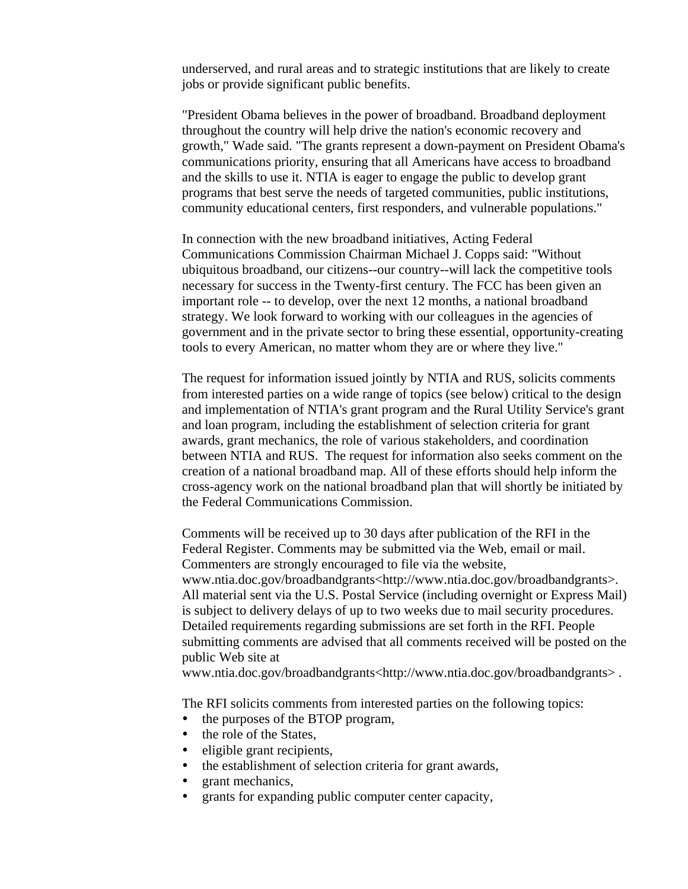underserved, and rural areas and to strategic institutions that are likely to create jobs or provide significant public benefits.

"President Obama believes in the power of broadband. Broadband deployment throughout the country will help drive the nation's economic recovery and growth," Wade said. "The grants represent a down-payment on President Obama's communications priority, ensuring that all Americans have access to broadband and the skills to use it. NTIA is eager to engage the public to develop grant programs that best serve the needs of targeted communities, public institutions, community educational centers, first responders, and vulnerable populations."

In connection with the new broadband initiatives, Acting Federal Communications Commission Chairman Michael J. Copps said: "Without ubiquitous broadband, our citizens--our country--will lack the competitive tools necessary for success in the Twenty-first century. The FCC has been given an important role -- to develop, over the next 12 months, a national broadband strategy. We look forward to working with our colleagues in the agencies of government and in the private sector to bring these essential, opportunity-creating tools to every American, no matter whom they are or where they live."

The request for information issued jointly by NTIA and RUS, solicits comments from interested parties on a wide range of topics (see below) critical to the design and implementation of NTIA's grant program and the Rural Utility Service's grant and loan program, including the establishment of selection criteria for grant awards, grant mechanics, the role of various stakeholders, and coordination between NTIA and RUS. The request for information also seeks comment on the creation of a national broadband map. All of these efforts should help inform the cross-agency work on the national broadband plan that will shortly be initiated by the Federal Communications Commission.

Comments will be received up to 30 days after publication of the RFI in the Federal Register. Comments may be submitted via the Web, email or mail. Commenters are strongly encouraged to file via the website, www.ntia.doc.gov/broadbandgrants<http://www.ntia.doc.gov/broadbandgrants>. All material sent via the U.S. Postal Service (including overnight or Express Mail) is subject to delivery delays of up to two weeks due to mail security procedures. Detailed requirements regarding submissions are set forth in the RFI. People submitting comments are advised that all comments received will be posted on the public Web site at www.ntia.doc.gov/broadbandgrants<http://www.ntia.doc.gov/broadbandgrants> .

The RFI solicits comments from interested parties on the following topics:

- the purposes of the BTOP program,
- the role of the States,
- eligible grant recipients,
- the establishment of selection criteria for grant awards,
- grant mechanics,
- grants for expanding public computer center capacity,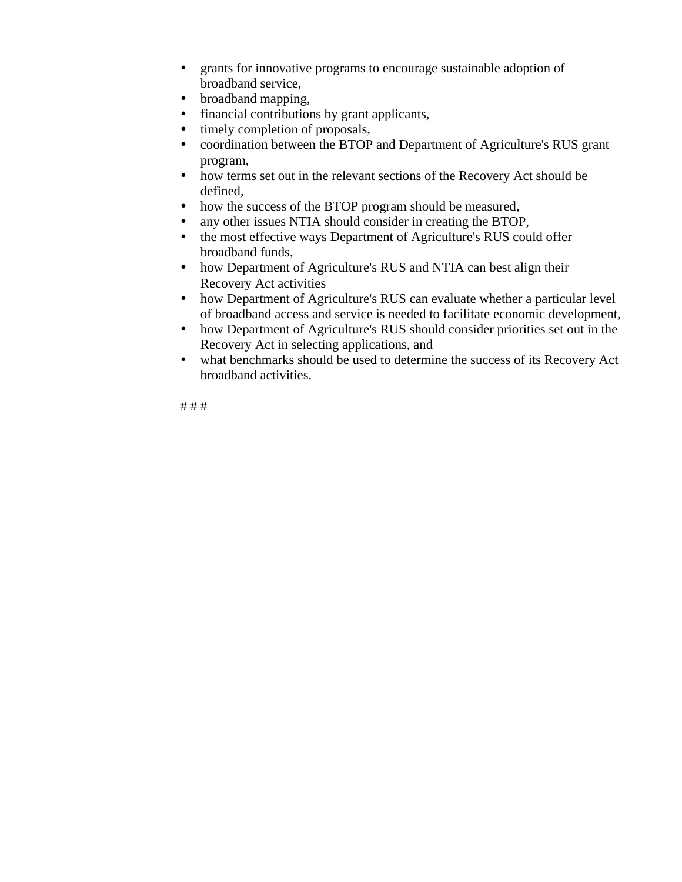- grants for innovative programs to encourage sustainable adoption of broadband service,
- broadband mapping,
- financial contributions by grant applicants,
- timely completion of proposals,
- coordination between the BTOP and Department of Agriculture's RUS grant program,
- how terms set out in the relevant sections of the Recovery Act should be defined,
- how the success of the BTOP program should be measured,
- any other issues NTIA should consider in creating the BTOP,
- the most effective ways Department of Agriculture's RUS could offer broadband funds,
- how Department of Agriculture's RUS and NTIA can best align their Recovery Act activities
- how Department of Agriculture's RUS can evaluate whether a particular level of broadband access and service is needed to facilitate economic development,
- how Department of Agriculture's RUS should consider priorities set out in the Recovery Act in selecting applications, and
- what benchmarks should be used to determine the success of its Recovery Act broadband activities.

# # #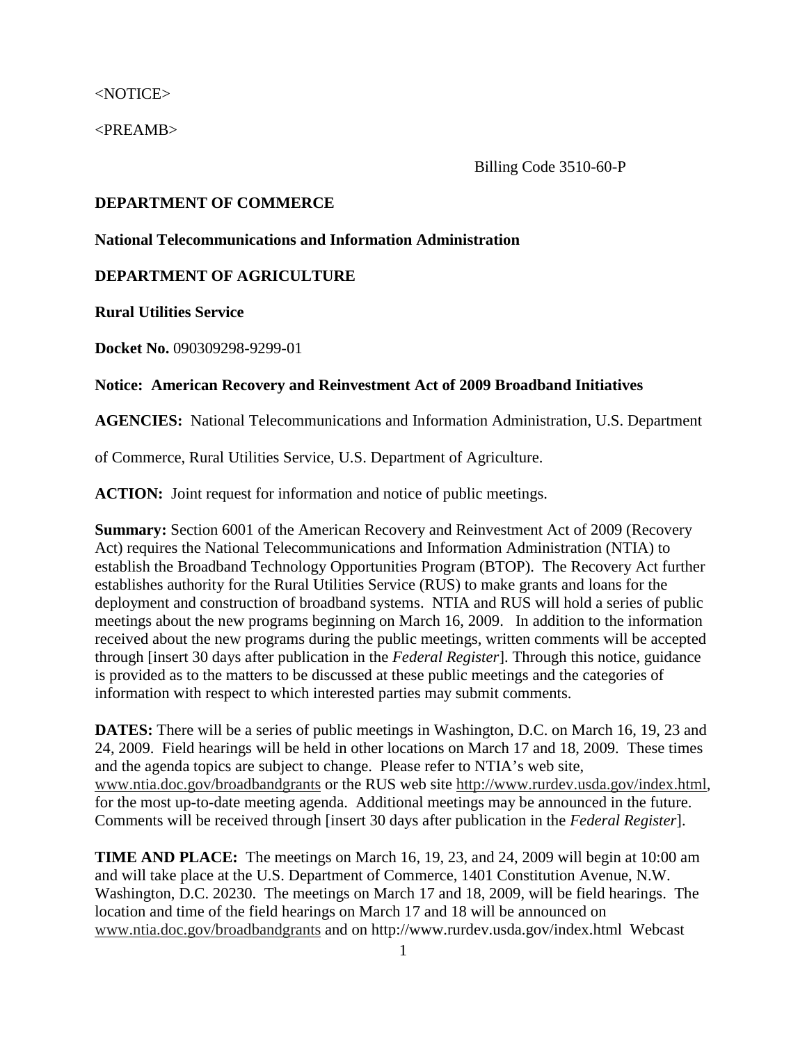<NOTICE>

<PREAMB>

Billing Code 3510-60-P

**DEPARTMENT OF COMMERCE**

**National Telecommunications and Information Administration**

**DEPARTMENT OF AGRICULTURE**

**Rural Utilities Service**

**Docket No.** 090309298-9299-01

**Notice: American Recovery and Reinvestment Act of 2009 Broadband Initiatives**

**AGENCIES:** National Telecommunications and Information Administration, U.S. Department of Commerce, Rural Utilities Service, U.S. Department of Agriculture.

**ACTION:** Joint request for information and notice of public meetings.

**Summary:** Section 6001 of the American Recovery and Reinvestment Act of 2009 (Recovery Act) requires the National Telecommunications and Information Administration (NTIA) to establish the Broadband Technology Opportunities Program (BTOP). The Recovery Act further establishes authority for the Rural Utilities Service (RUS) to make grants and loans for the deployment and construction of broadband systems. NTIA and RUS will hold a series of public meetings about the new programs beginning on March 16, 2009. In addition to the information received about the new programs during the public meetings, written comments will be accepted through [insert 30 days after publication in the *Federal Register*]. Through this notice, guidance is provided as to the matters to be discussed at these public meetings and the categories of information with respect to which interested parties may submit comments.

**DATES:** There will be a series of public meetings in Washington, D.C. on March 16, 19, 23 and 24, 2009. Field hearings will be held in other locations on March 17 and 18, 2009. These times and the agenda topics are subject to change. Please refer to NTIA's web site, www.ntia.doc.gov/broadbandgrants or the RUS web site http://www.rurdev.usda.gov/index.html, for the most up-to-date meeting agenda. Additional meetings may be announced in the future. Comments will be received through [insert 30 days after publication in the *Federal Register*].

**TIME AND PLACE:** The meetings on March 16, 19, 23, and 24, 2009 will begin at 10:00 am and will take place at the U.S. Department of Commerce, 1401 Constitution Avenue, N.W. Washington, D.C. 20230. The meetings on March 17 and 18, 2009, will be field hearings. The location and time of the field hearings on March 17 and 18 will be announced on www.ntia.doc.gov/broadbandgrants and on http://www.rurdev.usda.gov/index.html Webcast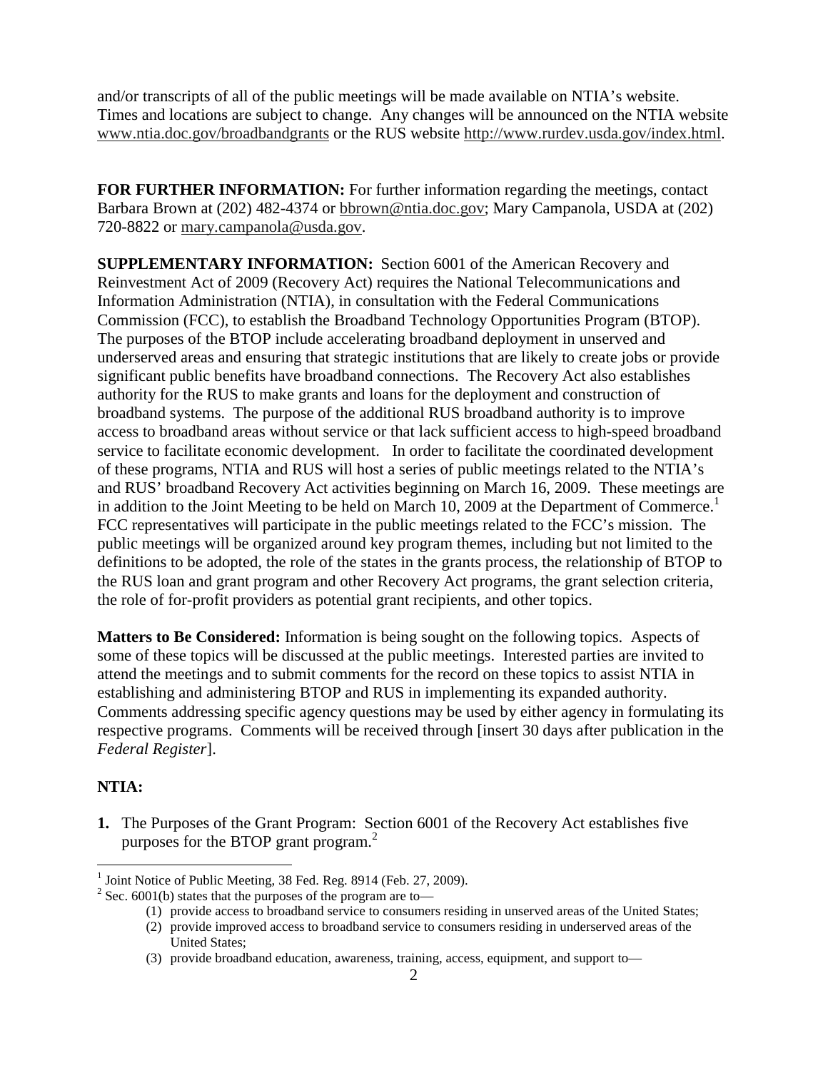and/or transcripts of all of the public meetings will be made available on NTIA's website. Times and locations are subject to change. Any changes will be announced on the NTIA website www.ntia.doc.gov/broadbandgrants or the RUS website http://www.rurdev.usda.gov/index.html.

**FOR FURTHER INFORMATION:** For further information regarding the meetings, contact Barbara Brown at (202) 482-4374 or bbrown@ntia.doc.gov; Mary Campanola, USDA at (202) 720-8822 or mary.campanola@usda.gov.

**SUPPLEMENTARY INFORMATION:** Section 6001 of the American Recovery and Reinvestment Act of 2009 (Recovery Act) requires the National Telecommunications and Information Administration (NTIA), in consultation with the Federal Communications Commission (FCC), to establish the Broadband Technology Opportunities Program (BTOP). The purposes of the BTOP include accelerating broadband deployment in unserved and underserved areas and ensuring that strategic institutions that are likely to create jobs or provide significant public benefits have broadband connections. The Recovery Act also establishes authority for the RUS to make grants and loans for the deployment and construction of broadband systems. The purpose of the additional RUS broadband authority is to improve access to broadband areas without service or that lack sufficient access to high-speed broadband service to facilitate economic development. In order to facilitate the coordinated development of these programs, NTIA and RUS will host a series of public meetings related to the NTIA's and RUS' broadband Recovery Act activities beginning on March 16, 2009. These meetings are in addition to the Joint Meeting to be held on March 10, 2009 at the Department of Commerce.[1] FCC representatives will participate in the public meetings related to the FCC's mission. The public meetings will be organized around key program themes, including but not limited to the definitions to be adopted, the role of the states in the grants process, the relationship of BTOP to the RUS loan and grant program and other Recovery Act programs, the grant selection criteria, the role of for-profit providers as potential grant recipients, and other topics.

**Matters to Be Considered:** Information is being sought on the following topics. Aspects of some of these topics will be discussed at the public meetings. Interested parties are invited to attend the meetings and to submit comments for the record on these topics to assist NTIA in establishing and administering BTOP and RUS in implementing its expanded authority. Comments addressing specific agency questions may be used by either agency in formulating its respective programs. Comments will be received through [insert 30 days after publication in the *Federal Register*].

**NTIA:**

**1.** The Purposes of the Grant Program: Section 6001 of the Recovery Act establishes five purposes for the BTOP grant program.[2]

---

[1] Joint Notice of Public Meeting, 38 Fed. Reg. 8914 (Feb. 27, 2009).

[2] Sec. 6001(b) states that the purposes of the program are to—

(1) provide access to broadband service to consumers residing in unserved areas of the United States;
(2) provide improved access to broadband service to consumers residing in underserved areas of the United States;
(3) provide broadband education, awareness, training, access, equipment, and support to—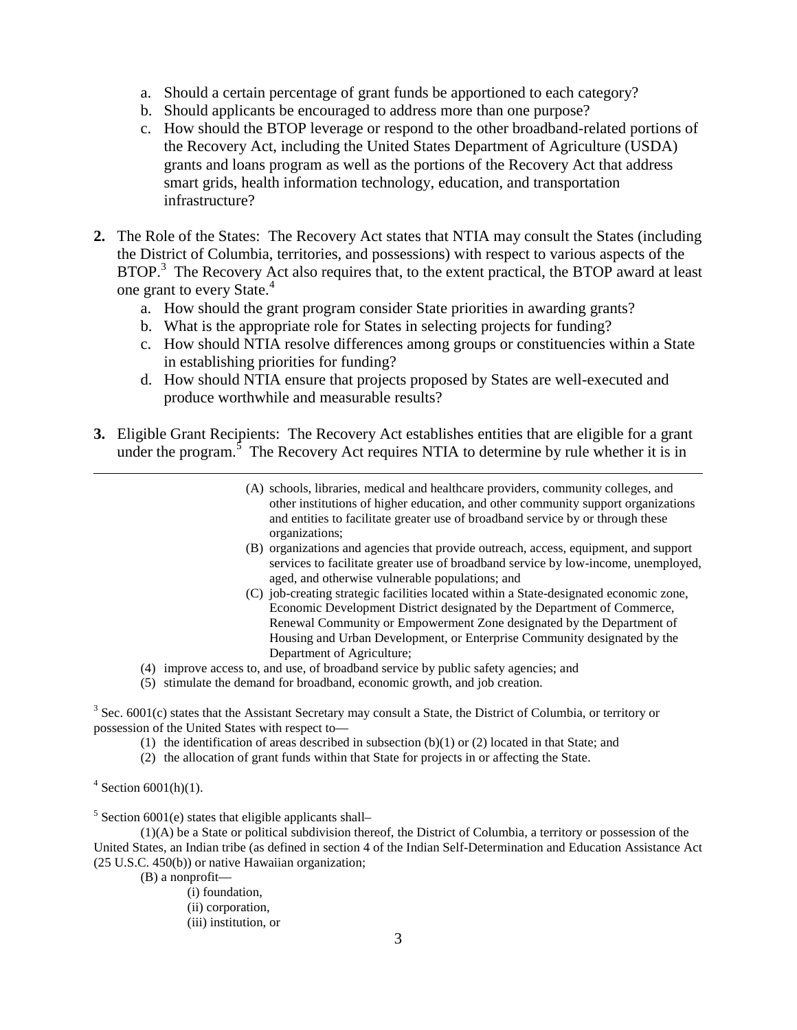a. Should a certain percentage of grant funds be apportioned to each category?
b. Should applicants be encouraged to address more than one purpose?
c. How should the BTOP leverage or respond to the other broadband-related portions of the Recovery Act, including the United States Department of Agriculture (USDA) grants and loans program as well as the portions of the Recovery Act that address smart grids, health information technology, education, and transportation infrastructure?

**2.** The Role of the States: The Recovery Act states that NTIA may consult the States (including the District of Columbia, territories, and possessions) with respect to various aspects of the BTOP.[3] The Recovery Act also requires that, to the extent practical, the BTOP award at least one grant to every State.[4]

a. How should the grant program consider State priorities in awarding grants?
b. What is the appropriate role for States in selecting projects for funding?
c. How should NTIA resolve differences among groups or constituencies within a State in establishing priorities for funding?
d. How should NTIA ensure that projects proposed by States are well-executed and produce worthwhile and measurable results?

**3.** Eligible Grant Recipients: The Recovery Act establishes entities that are eligible for a grant under the program.[5] The Recovery Act requires NTIA to determine by rule whether it is in

---

(A) schools, libraries, medical and healthcare providers, community colleges, and other institutions of higher education, and other community support organizations and entities to facilitate greater use of broadband service by or through these organizations;

(B) organizations and agencies that provide outreach, access, equipment, and support services to facilitate greater use of broadband service by low-income, unemployed, aged, and otherwise vulnerable populations; and

(C) job-creating strategic facilities located within a State-designated economic zone, Economic Development District designated by the Department of Commerce, Renewal Community or Empowerment Zone designated by the Department of Housing and Urban Development, or Enterprise Community designated by the Department of Agriculture;

(4) improve access to, and use of, broadband service by public safety agencies; and

(5) stimulate the demand for broadband, economic growth, and job creation.

[3] Sec. 6001(c) states that the Assistant Secretary may consult a State, the District of Columbia, or territory or possession of the United States with respect to—

(1) the identification of areas described in subsection (b)(1) or (2) located in that State; and

(2) the allocation of grant funds within that State for projects in or affecting the State.

[4] Section 6001(h)(1).

[5] Section 6001(e) states that eligible applicants shall–

(1)(A) be a State or political subdivision thereof, the District of Columbia, a territory or possession of the United States, an Indian tribe (as defined in section 4 of the Indian Self-Determination and Education Assistance Act (25 U.S.C. 450(b)) or native Hawaiian organization;

(B) a nonprofit—

(i) foundation,

(ii) corporation,

(iii) institution, or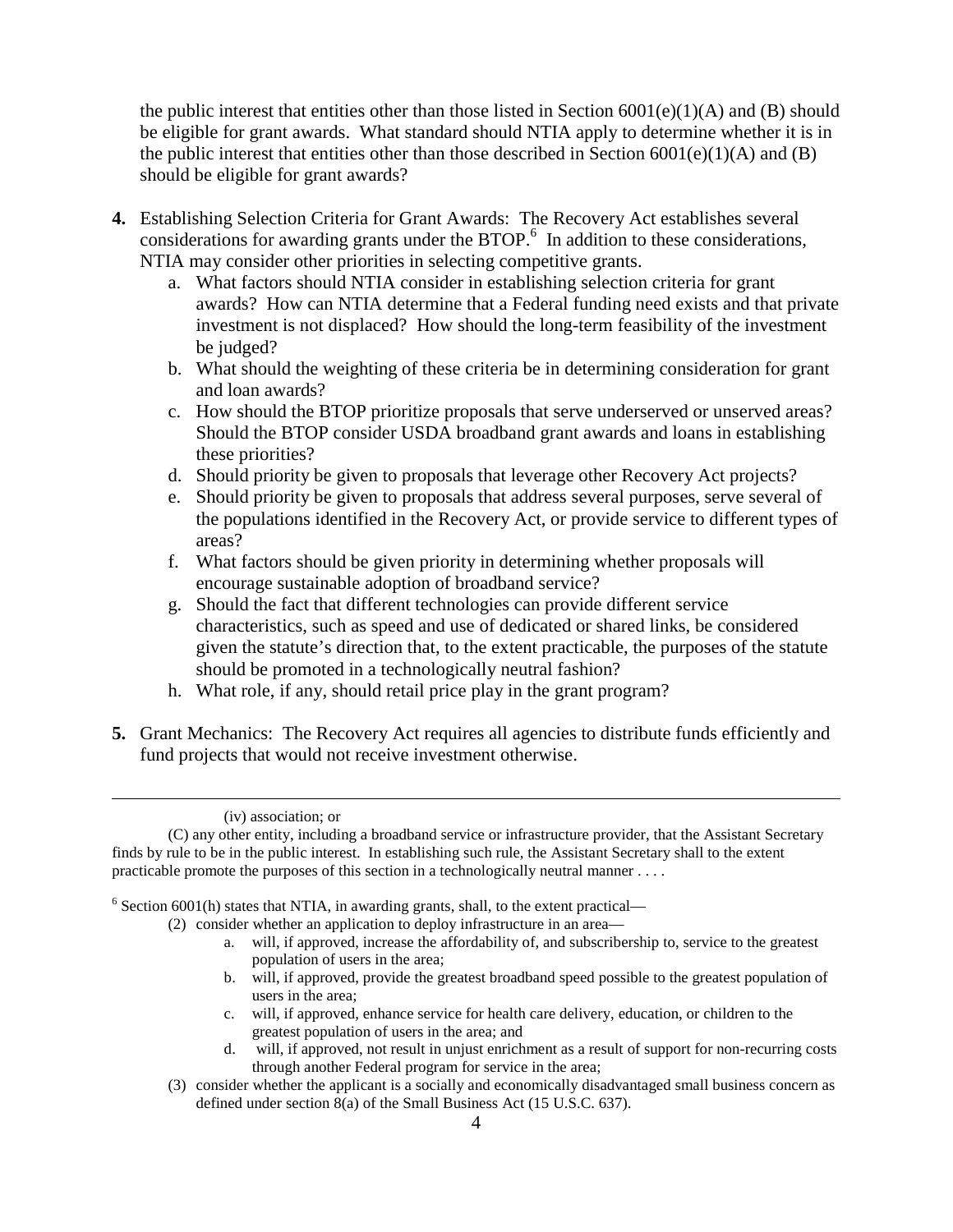the public interest that entities other than those listed in Section 6001(e)(1)(A) and (B) should be eligible for grant awards. What standard should NTIA apply to determine whether it is in the public interest that entities other than those described in Section 6001(e)(1)(A) and (B) should be eligible for grant awards?

**4.** Establishing Selection Criteria for Grant Awards: The Recovery Act establishes several considerations for awarding grants under the BTOP.[6] In addition to these considerations, NTIA may consider other priorities in selecting competitive grants.

a. What factors should NTIA consider in establishing selection criteria for grant awards? How can NTIA determine that a Federal funding need exists and that private investment is not displaced? How should the long-term feasibility of the investment be judged?

b. What should the weighting of these criteria be in determining consideration for grant and loan awards?

c. How should the BTOP prioritize proposals that serve underserved or unserved areas? Should the BTOP consider USDA broadband grant awards and loans in establishing these priorities?

d. Should priority be given to proposals that leverage other Recovery Act projects?

e. Should priority be given to proposals that address several purposes, serve several of the populations identified in the Recovery Act, or provide service to different types of areas?

f. What factors should be given priority in determining whether proposals will encourage sustainable adoption of broadband service?

g. Should the fact that different technologies can provide different service characteristics, such as speed and use of dedicated or shared links, be considered given the statute's direction that, to the extent practicable, the purposes of the statute should be promoted in a technologically neutral fashion?

h. What role, if any, should retail price play in the grant program?

**5.** Grant Mechanics: The Recovery Act requires all agencies to distribute funds efficiently and fund projects that would not receive investment otherwise.

---

(iv) association; or

(C) any other entity, including a broadband service or infrastructure provider, that the Assistant Secretary finds by rule to be in the public interest. In establishing such rule, the Assistant Secretary shall to the extent practicable promote the purposes of this section in a technologically neutral manner . . . .

[6] Section 6001(h) states that NTIA, in awarding grants, shall, to the extent practical—

(2) consider whether an application to deploy infrastructure in an area—

a. will, if approved, increase the affordability of, and subscribership to, service to the greatest population of users in the area;

b. will, if approved, provide the greatest broadband speed possible to the greatest population of users in the area;

c. will, if approved, enhance service for health care delivery, education, or children to the greatest population of users in the area; and

d. will, if approved, not result in unjust enrichment as a result of support for non-recurring costs through another Federal program for service in the area;

(3) consider whether the applicant is a socially and economically disadvantaged small business concern as defined under section 8(a) of the Small Business Act (15 U.S.C. 637).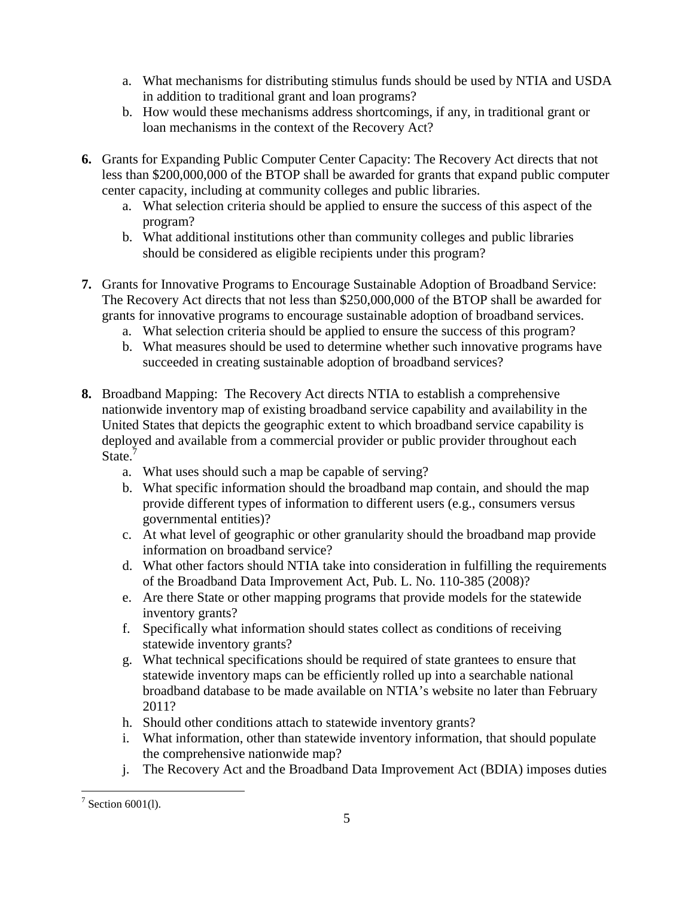a. What mechanisms for distributing stimulus funds should be used by NTIA and USDA in addition to traditional grant and loan programs?
   b. How would these mechanisms address shortcomings, if any, in traditional grant or loan mechanisms in the context of the Recovery Act?

6. Grants for Expanding Public Computer Center Capacity: The Recovery Act directs that not less than $200,000,000 of the BTOP shall be awarded for grants that expand public computer center capacity, including at community colleges and public libraries.
   a. What selection criteria should be applied to ensure the success of this aspect of the program?
   b. What additional institutions other than community colleges and public libraries should be considered as eligible recipients under this program?

7. Grants for Innovative Programs to Encourage Sustainable Adoption of Broadband Service: The Recovery Act directs that not less than $250,000,000 of the BTOP shall be awarded for grants for innovative programs to encourage sustainable adoption of broadband services.
   a. What selection criteria should be applied to ensure the success of this program?
   b. What measures should be used to determine whether such innovative programs have succeeded in creating sustainable adoption of broadband services?

8. Broadband Mapping: The Recovery Act directs NTIA to establish a comprehensive nationwide inventory map of existing broadband service capability and availability in the United States that depicts the geographic extent to which broadband service capability is deployed and available from a commercial provider or public provider throughout each State.[7]
   a. What uses should such a map be capable of serving?
   b. What specific information should the broadband map contain, and should the map provide different types of information to different users (e.g., consumers versus governmental entities)?
   c. At what level of geographic or other granularity should the broadband map provide information on broadband service?
   d. What other factors should NTIA take into consideration in fulfilling the requirements of the Broadband Data Improvement Act, Pub. L. No. 110-385 (2008)?
   e. Are there State or other mapping programs that provide models for the statewide inventory grants?
   f. Specifically what information should states collect as conditions of receiving statewide inventory grants?
   g. What technical specifications should be required of state grantees to ensure that statewide inventory maps can be efficiently rolled up into a searchable national broadband database to be made available on NTIA's website no later than February 2011?
   h. Should other conditions attach to statewide inventory grants?
   i. What information, other than statewide inventory information, that should populate the comprehensive nationwide map?
   j. The Recovery Act and the Broadband Data Improvement Act (BDIA) imposes duties

[7] Section 6001(l).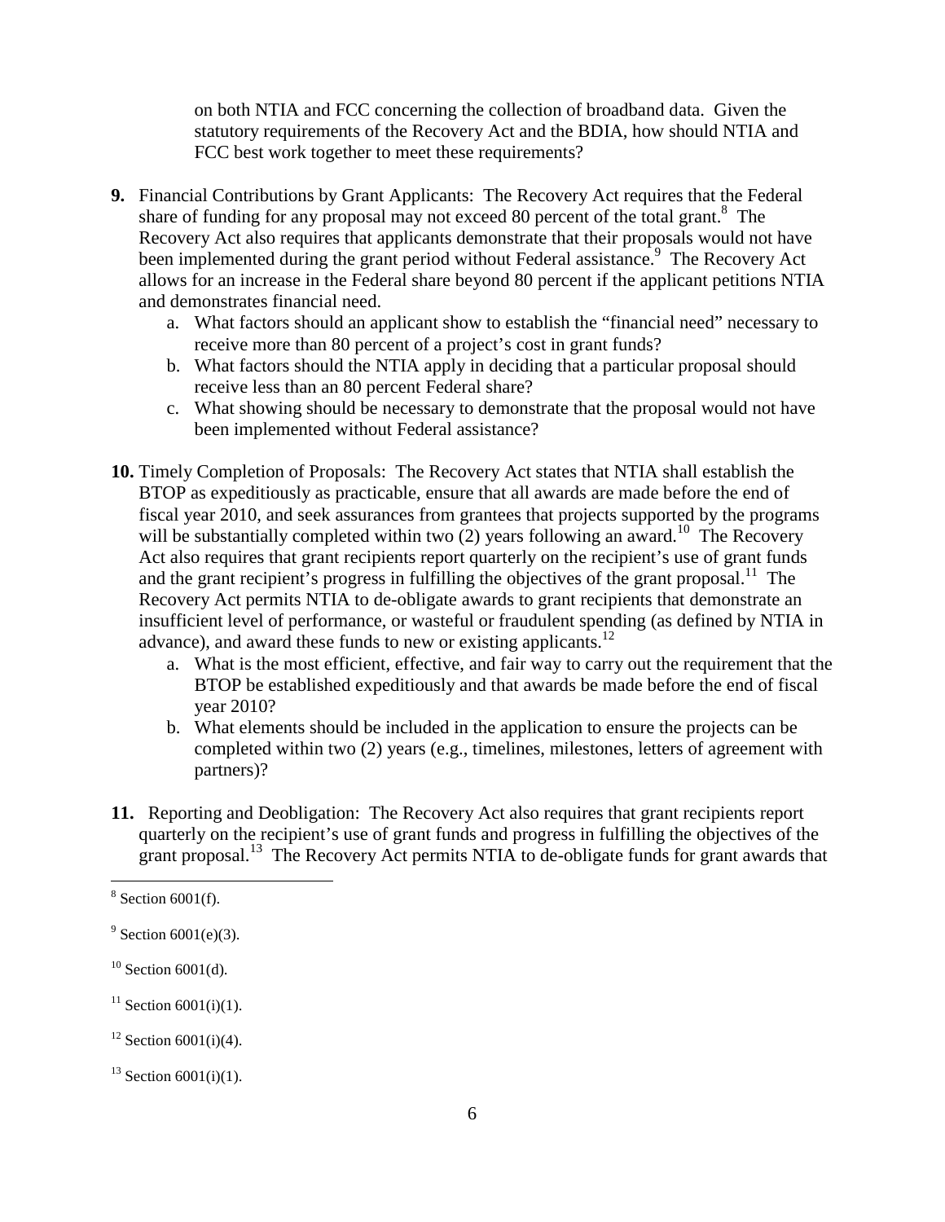on both NTIA and FCC concerning the collection of broadband data. Given the statutory requirements of the Recovery Act and the BDIA, how should NTIA and FCC best work together to meet these requirements?

**9.** Financial Contributions by Grant Applicants: The Recovery Act requires that the Federal share of funding for any proposal may not exceed 80 percent of the total grant.[8] The Recovery Act also requires that applicants demonstrate that their proposals would not have been implemented during the grant period without Federal assistance.[9] The Recovery Act allows for an increase in the Federal share beyond 80 percent if the applicant petitions NTIA and demonstrates financial need.

   a. What factors should an applicant show to establish the "financial need" necessary to receive more than 80 percent of a project's cost in grant funds?
   b. What factors should the NTIA apply in deciding that a particular proposal should receive less than an 80 percent Federal share?
   c. What showing should be necessary to demonstrate that the proposal would not have been implemented without Federal assistance?

**10.** Timely Completion of Proposals: The Recovery Act states that NTIA shall establish the BTOP as expeditiously as practicable, ensure that all awards are made before the end of fiscal year 2010, and seek assurances from grantees that projects supported by the programs will be substantially completed within two (2) years following an award.[10] The Recovery Act also requires that grant recipients report quarterly on the recipient's use of grant funds and the grant recipient's progress in fulfilling the objectives of the grant proposal.[11] The Recovery Act permits NTIA to de-obligate awards to grant recipients that demonstrate an insufficient level of performance, or wasteful or fraudulent spending (as defined by NTIA in advance), and award these funds to new or existing applicants.[12]

   a. What is the most efficient, effective, and fair way to carry out the requirement that the BTOP be established expeditiously and that awards be made before the end of fiscal year 2010?
   b. What elements should be included in the application to ensure the projects can be completed within two (2) years (e.g., timelines, milestones, letters of agreement with partners)?

**11.** Reporting and Deobligation: The Recovery Act also requires that grant recipients report quarterly on the recipient's use of grant funds and progress in fulfilling the objectives of the grant proposal.[13] The Recovery Act permits NTIA to de-obligate funds for grant awards that

---

[8] Section 6001(f).

[9] Section 6001(e)(3).

[10] Section 6001(d).

[11] Section 6001(i)(1).

[12] Section 6001(i)(4).

[13] Section 6001(i)(1).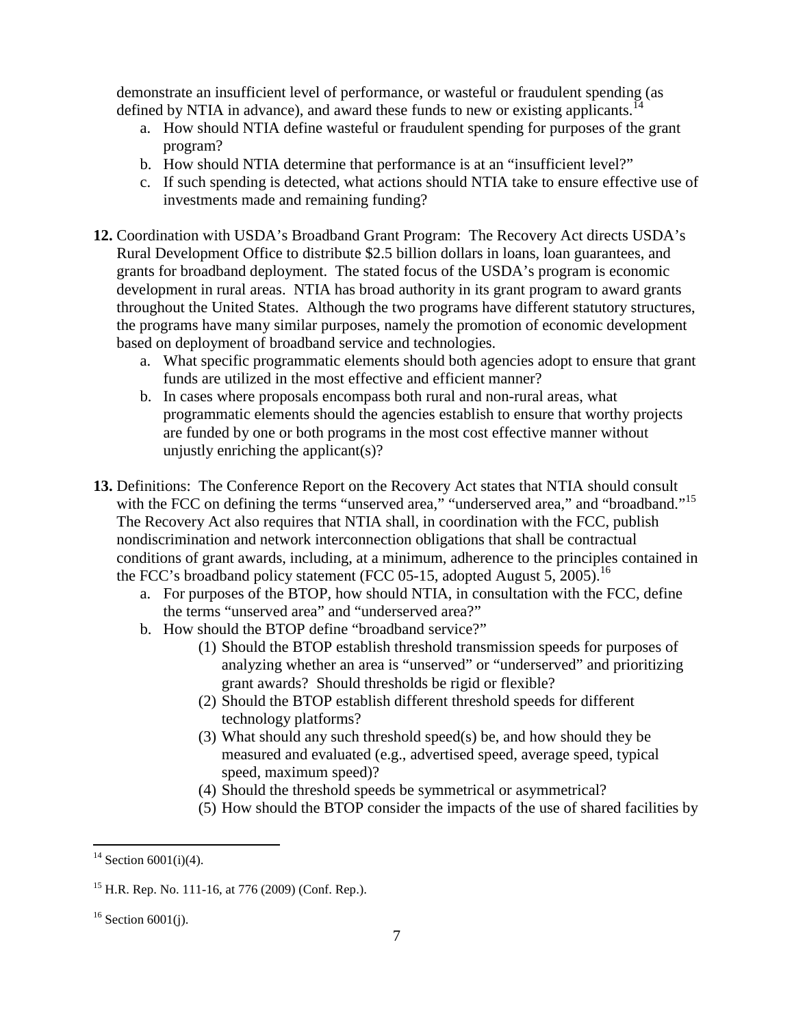demonstrate an insufficient level of performance, or wasteful or fraudulent spending (as defined by NTIA in advance), and award these funds to new or existing applicants.[14]

a. How should NTIA define wasteful or fraudulent spending for purposes of the grant program?
b. How should NTIA determine that performance is at an "insufficient level?"
c. If such spending is detected, what actions should NTIA take to ensure effective use of investments made and remaining funding?

**12.** Coordination with USDA's Broadband Grant Program: The Recovery Act directs USDA's Rural Development Office to distribute $2.5 billion dollars in loans, loan guarantees, and grants for broadband deployment. The stated focus of the USDA's program is economic development in rural areas. NTIA has broad authority in its grant program to award grants throughout the United States. Although the two programs have different statutory structures, the programs have many similar purposes, namely the promotion of economic development based on deployment of broadband service and technologies.

a. What specific programmatic elements should both agencies adopt to ensure that grant funds are utilized in the most effective and efficient manner?
b. In cases where proposals encompass both rural and non-rural areas, what programmatic elements should the agencies establish to ensure that worthy projects are funded by one or both programs in the most cost effective manner without unjustly enriching the applicant(s)?

**13.** Definitions: The Conference Report on the Recovery Act states that NTIA should consult with the FCC on defining the terms "unserved area," "underserved area," and "broadband."[15] The Recovery Act also requires that NTIA shall, in coordination with the FCC, publish nondiscrimination and network interconnection obligations that shall be contractual conditions of grant awards, including, at a minimum, adherence to the principles contained in the FCC's broadband policy statement (FCC 05-15, adopted August 5, 2005).[16]

a. For purposes of the BTOP, how should NTIA, in consultation with the FCC, define the terms "unserved area" and "underserved area?"
b. How should the BTOP define "broadband service?"
   (1) Should the BTOP establish threshold transmission speeds for purposes of analyzing whether an area is "unserved" or "underserved" and prioritizing grant awards? Should thresholds be rigid or flexible?
   (2) Should the BTOP establish different threshold speeds for different technology platforms?
   (3) What should any such threshold speed(s) be, and how should they be measured and evaluated (e.g., advertised speed, average speed, typical speed, maximum speed)?
   (4) Should the threshold speeds be symmetrical or asymmetrical?
   (5) How should the BTOP consider the impacts of the use of shared facilities by

---

[14] Section 6001(i)(4).

[15] H.R. Rep. No. 111-16, at 776 (2009) (Conf. Rep.).

[16] Section 6001(j).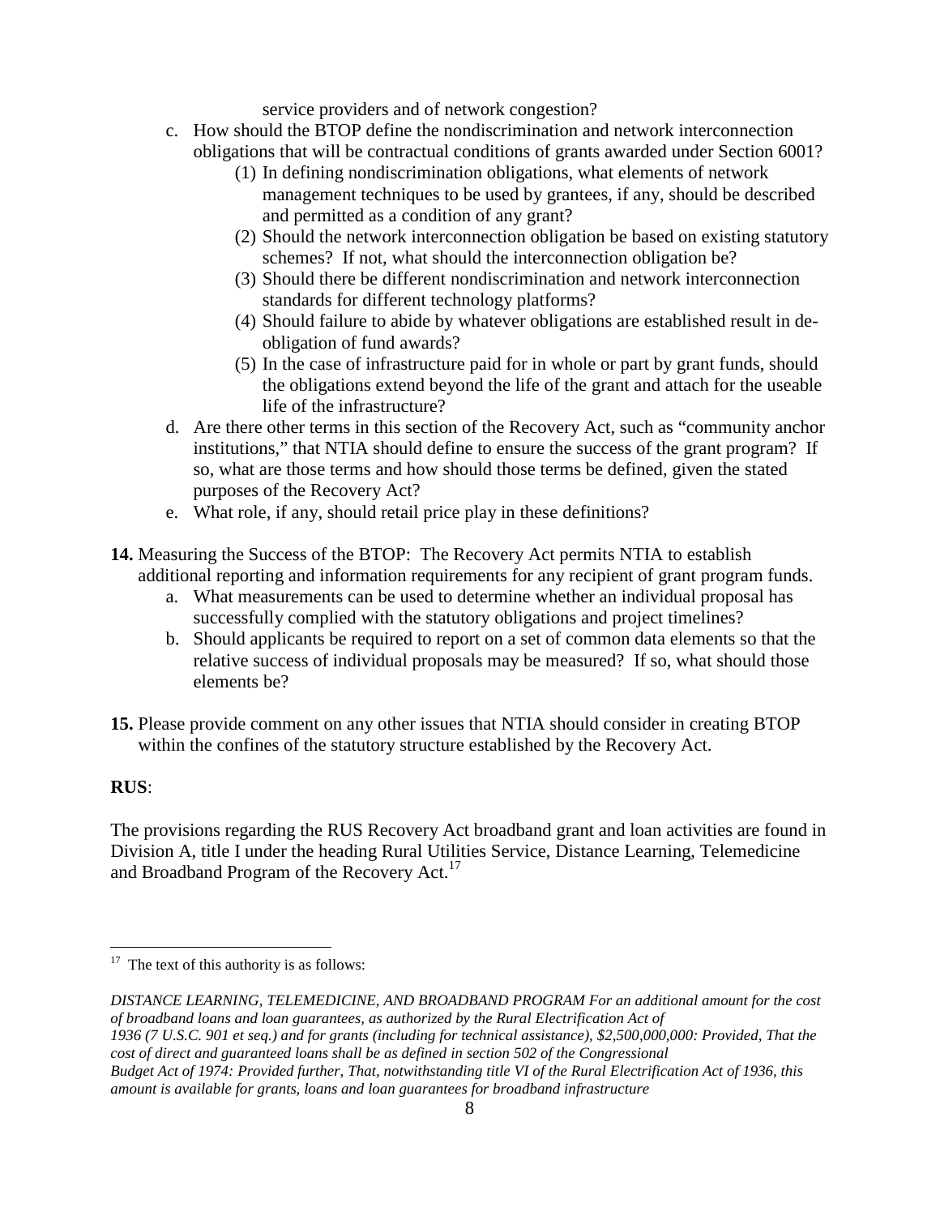service providers and of network congestion?

c. How should the BTOP define the nondiscrimination and network interconnection obligations that will be contractual conditions of grants awarded under Section 6001?
    (1) In defining nondiscrimination obligations, what elements of network management techniques to be used by grantees, if any, should be described and permitted as a condition of any grant?
    (2) Should the network interconnection obligation be based on existing statutory schemes? If not, what should the interconnection obligation be?
    (3) Should there be different nondiscrimination and network interconnection standards for different technology platforms?
    (4) Should failure to abide by whatever obligations are established result in de-obligation of fund awards?
    (5) In the case of infrastructure paid for in whole or part by grant funds, should the obligations extend beyond the life of the grant and attach for the useable life of the infrastructure?

d. Are there other terms in this section of the Recovery Act, such as "community anchor institutions," that NTIA should define to ensure the success of the grant program? If so, what are those terms and how should those terms be defined, given the stated purposes of the Recovery Act?

e. What role, if any, should retail price play in these definitions?

**14.** Measuring the Success of the BTOP: The Recovery Act permits NTIA to establish additional reporting and information requirements for any recipient of grant program funds.

a. What measurements can be used to determine whether an individual proposal has successfully complied with the statutory obligations and project timelines?

b. Should applicants be required to report on a set of common data elements so that the relative success of individual proposals may be measured? If so, what should those elements be?

**15.** Please provide comment on any other issues that NTIA should consider in creating BTOP within the confines of the statutory structure established by the Recovery Act.

**RUS**:

The provisions regarding the RUS Recovery Act broadband grant and loan activities are found in Division A, title I under the heading Rural Utilities Service, Distance Learning, Telemedicine and Broadband Program of the Recovery Act.[17]

---

[17] The text of this authority is as follows:

*DISTANCE LEARNING, TELEMEDICINE, AND BROADBAND PROGRAM For an additional amount for the cost of broadband loans and loan guarantees, as authorized by the Rural Electrification Act of 1936 (7 U.S.C. 901 et seq.) and for grants (including for technical assistance), $2,500,000,000: Provided, That the cost of direct and guaranteed loans shall be as defined in section 502 of the Congressional Budget Act of 1974: Provided further, That, notwithstanding title VI of the Rural Electrification Act of 1936, this amount is available for grants, loans and loan guarantees for broadband infrastructure*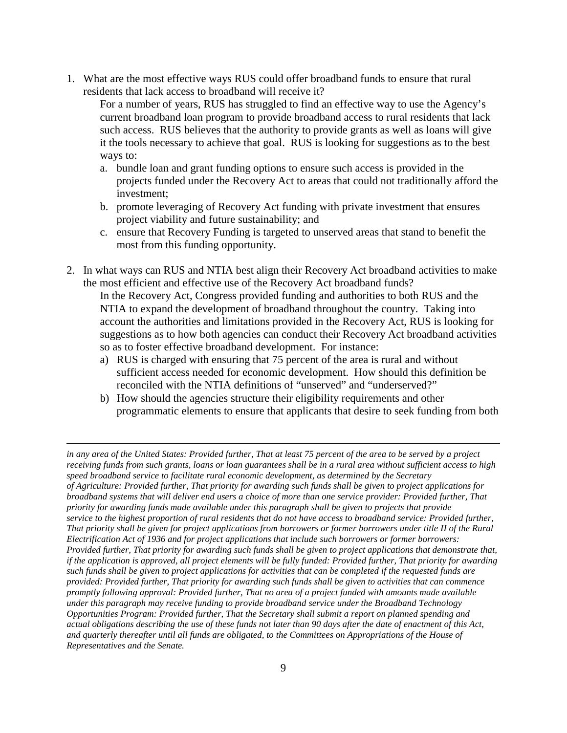1. What are the most effective ways RUS could offer broadband funds to ensure that rural residents that lack access to broadband will receive it?

   For a number of years, RUS has struggled to find an effective way to use the Agency's current broadband loan program to provide broadband access to rural residents that lack such access. RUS believes that the authority to provide grants as well as loans will give it the tools necessary to achieve that goal. RUS is looking for suggestions as to the best ways to:

   a. bundle loan and grant funding options to ensure such access is provided in the projects funded under the Recovery Act to areas that could not traditionally afford the investment;
   b. promote leveraging of Recovery Act funding with private investment that ensures project viability and future sustainability; and
   c. ensure that Recovery Funding is targeted to unserved areas that stand to benefit the most from this funding opportunity.

2. In what ways can RUS and NTIA best align their Recovery Act broadband activities to make the most efficient and effective use of the Recovery Act broadband funds?

   In the Recovery Act, Congress provided funding and authorities to both RUS and the NTIA to expand the development of broadband throughout the country. Taking into account the authorities and limitations provided in the Recovery Act, RUS is looking for suggestions as to how both agencies can conduct their Recovery Act broadband activities so as to foster effective broadband development. For instance:

   a) RUS is charged with ensuring that 75 percent of the area is rural and without sufficient access needed for economic development. How should this definition be reconciled with the NTIA definitions of "unserved" and "underserved?"
   b) How should the agencies structure their eligibility requirements and other programmatic elements to ensure that applicants that desire to seek funding from both

---

*in any area of the United States: Provided further, That at least 75 percent of the area to be served by a project receiving funds from such grants, loans or loan guarantees shall be in a rural area without sufficient access to high speed broadband service to facilitate rural economic development, as determined by the Secretary of Agriculture: Provided further, That priority for awarding such funds shall be given to project applications for broadband systems that will deliver end users a choice of more than one service provider: Provided further, That priority for awarding funds made available under this paragraph shall be given to projects that provide service to the highest proportion of rural residents that do not have access to broadband service: Provided further, That priority shall be given for project applications from borrowers or former borrowers under title II of the Rural Electrification Act of 1936 and for project applications that include such borrowers or former borrowers: Provided further, That priority for awarding such funds shall be given to project applications that demonstrate that, if the application is approved, all project elements will be fully funded: Provided further, That priority for awarding such funds shall be given to project applications for activities that can be completed if the requested funds are provided: Provided further, That priority for awarding such funds shall be given to activities that can commence promptly following approval: Provided further, That no area of a project funded with amounts made available under this paragraph may receive funding to provide broadband service under the Broadband Technology Opportunities Program: Provided further, That the Secretary shall submit a report on planned spending and actual obligations describing the use of these funds not later than 90 days after the date of enactment of this Act, and quarterly thereafter until all funds are obligated, to the Committees on Appropriations of the House of Representatives and the Senate.*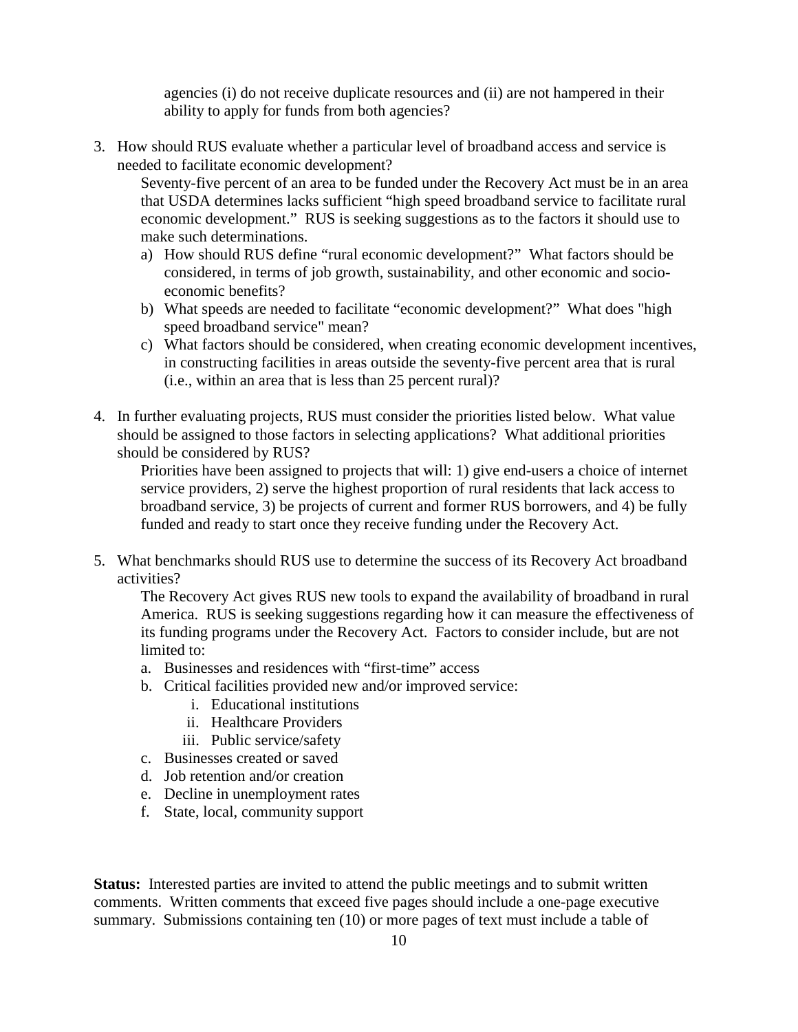agencies (i) do not receive duplicate resources and (ii) are not hampered in their ability to apply for funds from both agencies?

3. How should RUS evaluate whether a particular level of broadband access and service is needed to facilitate economic development?

   Seventy-five percent of an area to be funded under the Recovery Act must be in an area that USDA determines lacks sufficient "high speed broadband service to facilitate rural economic development." RUS is seeking suggestions as to the factors it should use to make such determinations.

   a) How should RUS define "rural economic development?" What factors should be considered, in terms of job growth, sustainability, and other economic and socio-economic benefits?
   b) What speeds are needed to facilitate "economic development?" What does "high speed broadband service" mean?
   c) What factors should be considered, when creating economic development incentives, in constructing facilities in areas outside the seventy-five percent area that is rural (i.e., within an area that is less than 25 percent rural)?

4. In further evaluating projects, RUS must consider the priorities listed below. What value should be assigned to those factors in selecting applications? What additional priorities should be considered by RUS?

   Priorities have been assigned to projects that will: 1) give end-users a choice of internet service providers, 2) serve the highest proportion of rural residents that lack access to broadband service, 3) be projects of current and former RUS borrowers, and 4) be fully funded and ready to start once they receive funding under the Recovery Act.

5. What benchmarks should RUS use to determine the success of its Recovery Act broadband activities?

   The Recovery Act gives RUS new tools to expand the availability of broadband in rural America. RUS is seeking suggestions regarding how it can measure the effectiveness of its funding programs under the Recovery Act. Factors to consider include, but are not limited to:

   a. Businesses and residences with "first-time" access
   b. Critical facilities provided new and/or improved service:
      i. Educational institutions
      ii. Healthcare Providers
      iii. Public service/safety
   c. Businesses created or saved
   d. Job retention and/or creation
   e. Decline in unemployment rates
   f. State, local, community support

**Status:** Interested parties are invited to attend the public meetings and to submit written comments. Written comments that exceed five pages should include a one-page executive summary. Submissions containing ten (10) or more pages of text must include a table of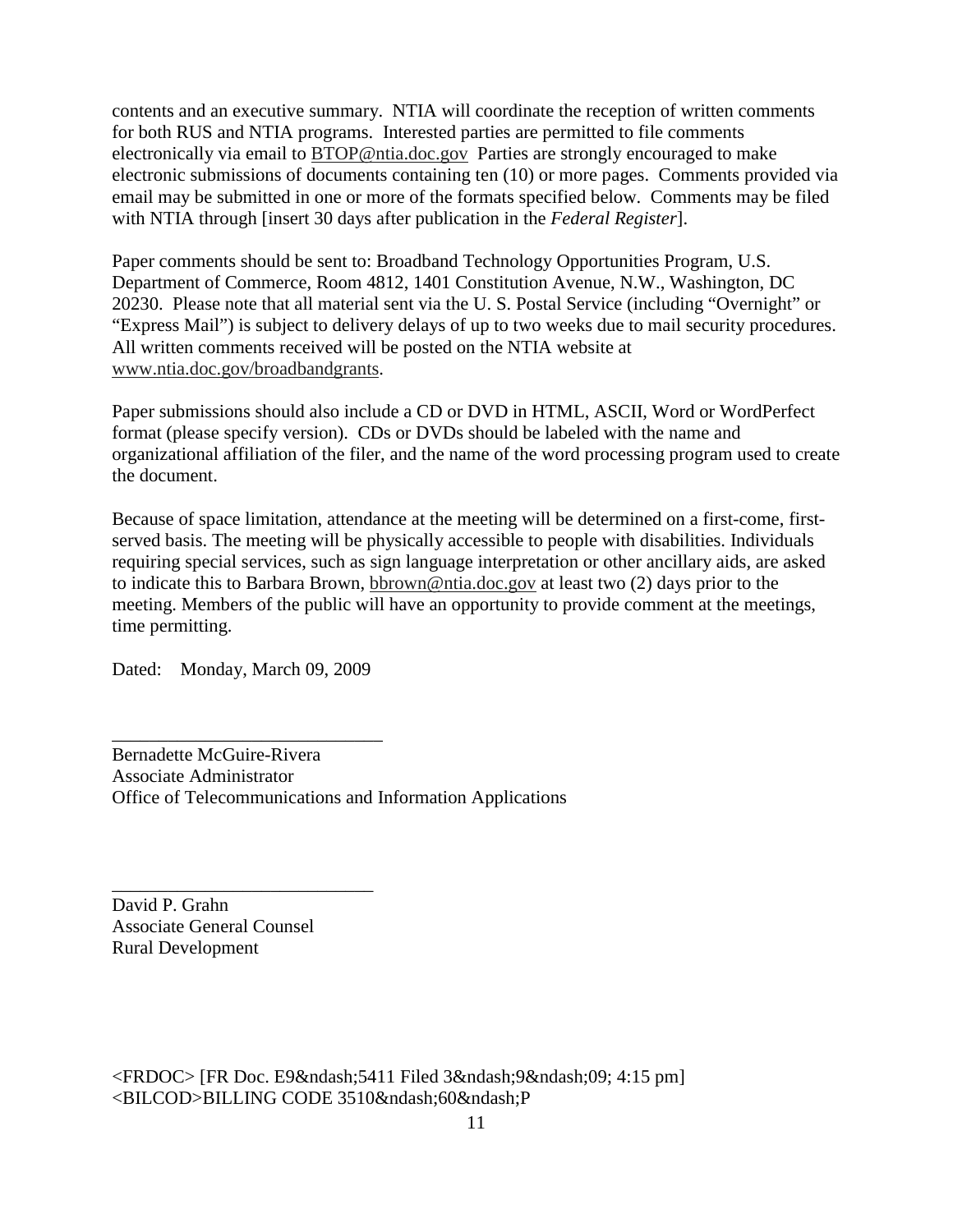contents and an executive summary. NTIA will coordinate the reception of written comments for both RUS and NTIA programs. Interested parties are permitted to file comments electronically via email to BTOP@ntia.doc.gov Parties are strongly encouraged to make electronic submissions of documents containing ten (10) or more pages. Comments provided via email may be submitted in one or more of the formats specified below. Comments may be filed with NTIA through [insert 30 days after publication in the *Federal Register*].

Paper comments should be sent to: Broadband Technology Opportunities Program, U.S. Department of Commerce, Room 4812, 1401 Constitution Avenue, N.W., Washington, DC 20230. Please note that all material sent via the U. S. Postal Service (including "Overnight" or "Express Mail") is subject to delivery delays of up to two weeks due to mail security procedures. All written comments received will be posted on the NTIA website at www.ntia.doc.gov/broadbandgrants.

Paper submissions should also include a CD or DVD in HTML, ASCII, Word or WordPerfect format (please specify version). CDs or DVDs should be labeled with the name and organizational affiliation of the filer, and the name of the word processing program used to create the document.

Because of space limitation, attendance at the meeting will be determined on a first-come, first-served basis. The meeting will be physically accessible to people with disabilities. Individuals requiring special services, such as sign language interpretation or other ancillary aids, are asked to indicate this to Barbara Brown, bbrown@ntia.doc.gov at least two (2) days prior to the meeting. Members of the public will have an opportunity to provide comment at the meetings, time permitting.

Dated: Monday, March 09, 2009

\_\_\_\_\_\_\_\_\_\_\_\_\_\_\_\_\_\_\_\_\_\_\_\_\_\_\_\_\_\_

Bernadette McGuire-Rivera
Associate Administrator
Office of Telecommunications and Information Applications

\_\_\_\_\_\_\_\_\_\_\_\_\_\_\_\_\_\_\_\_\_\_\_\_\_\_\_\_\_\_

David P. Grahn
Associate General Counsel
Rural Development

<FRDOC> [FR Doc. E9&ndash;5411 Filed 3&ndash;9&ndash;09; 4:15 pm]
<BILCOD>BILLING CODE 3510&ndash;60&ndash;P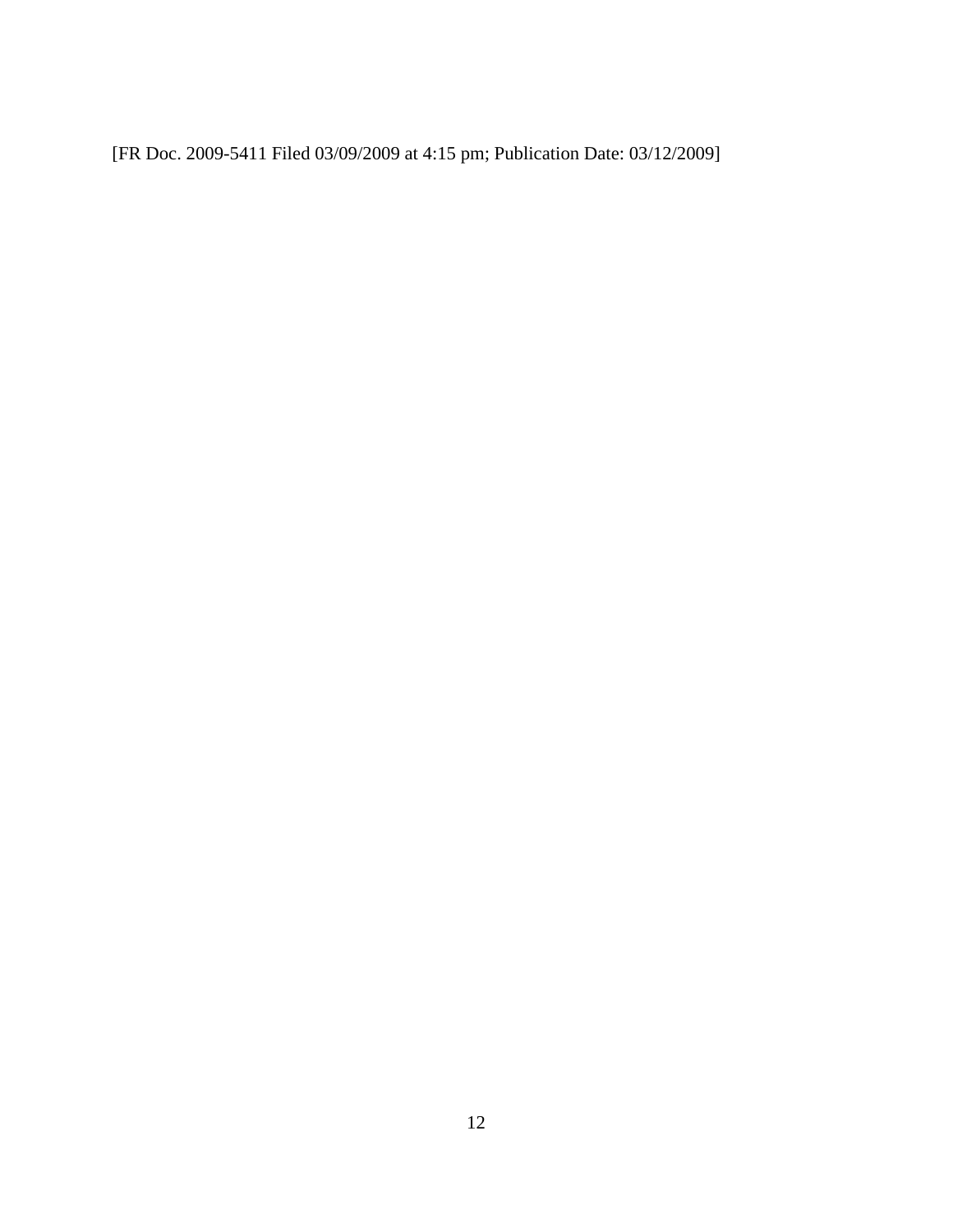[FR Doc. 2009-5411 Filed 03/09/2009 at 4:15 pm; Publication Date: 03/12/2009]